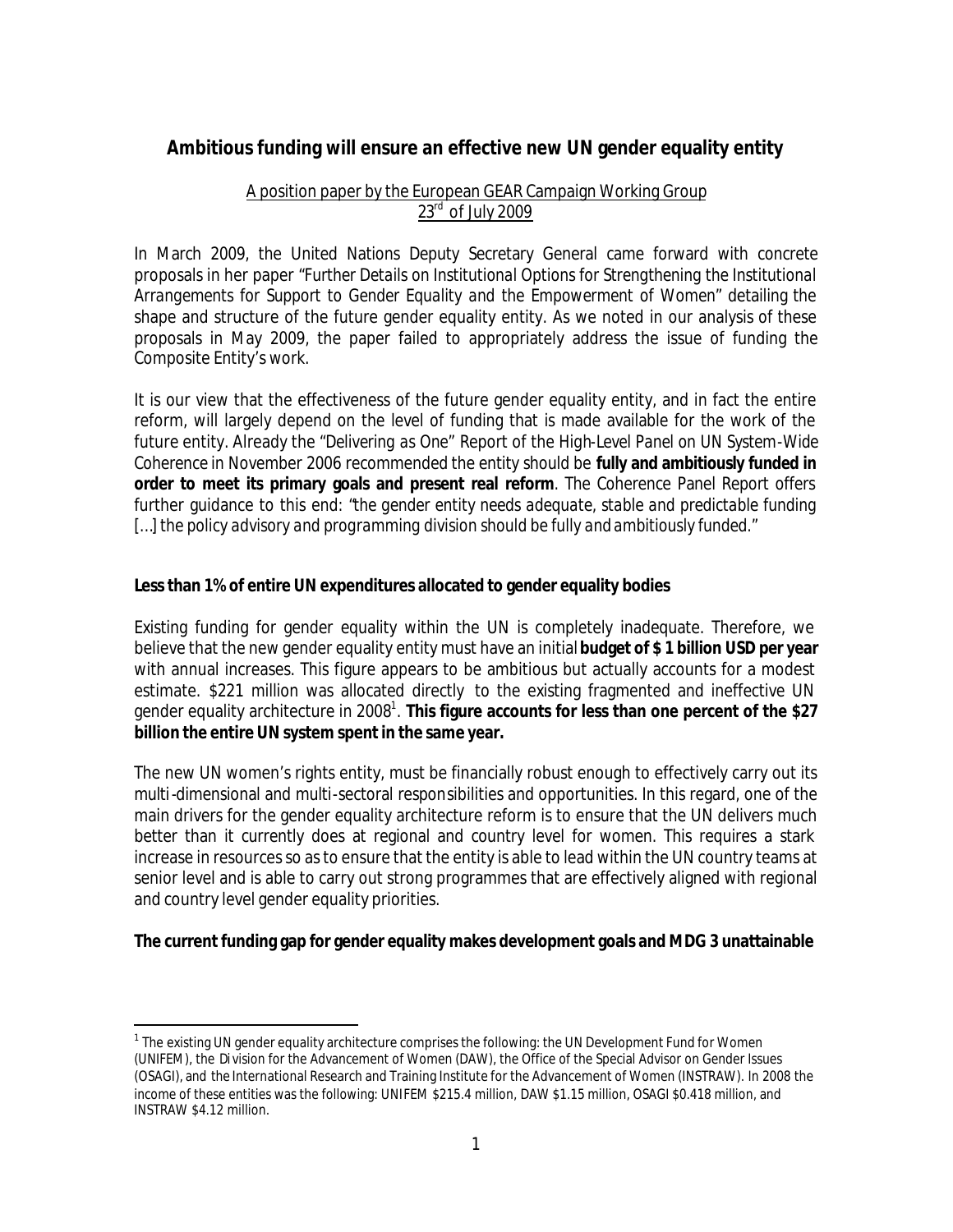## Ambitious funding will ensure an effective new UN gender equality entity

A position paper by the European GEAR Campaign Working Group
23rd of July 2009

In March 2009, the United Nations Deputy Secretary General came forward with concrete proposals in her paper "*Further Details on Institutional Options for Strengthening the Institutional Arrangements for Support to Gender Equality and the Empowerment of Women*" detailing the shape and structure of the future gender equality entity. As we noted in our analysis of these proposals in May 2009, the paper failed to appropriately address the issue of funding the Composite Entity's work.

It is our view that the effectiveness of the future gender equality entity, and in fact the entire reform, will largely depend on the level of funding that is made available for the work of the future entity. Already the "*Delivering as One*" Report of the High-Level Panel on UN System-Wide Coherence in November 2006 recommended the entity should be **fully and ambitiously funded in order to meet its primary goals and present real reform**. The Coherence Panel Report offers further guidance to this end: *"the gender entity needs adequate, stable and predictable funding […] the policy advisory and programming division should be fully and ambitiously funded."*

### Less than 1% of entire UN expenditures allocated to gender equality bodies

Existing funding for gender equality within the UN is completely inadequate. Therefore, we believe that the new gender equality entity must have an initial **budget of $ 1 billion USD per year** with annual increases. This figure appears to be ambitious but actually accounts for a modest estimate. $221 million was allocated directly to the existing fragmented and ineffective UN gender equality architecture in 2008[1]. **This figure accounts for less than one percent of the $27 billion the entire UN system spent in the same year.**

The new UN women's rights entity, must be financially robust enough to effectively carry out its multi-dimensional and multi-sectoral responsibilities and opportunities. In this regard, one of the main drivers for the gender equality architecture reform is to ensure that the UN delivers much better than it currently does at regional and country level for women. This requires a stark increase in resources so as to ensure that the entity is able to lead within the UN country teams at senior level and is able to carry out strong programmes that are effectively aligned with regional and country level gender equality priorities.

### The current funding gap for gender equality makes development goals and MDG 3 unattainable

[1] The existing UN gender equality architecture comprises the following: the UN Development Fund for Women (UNIFEM), the Division for the Advancement of Women (DAW), the Office of the Special Advisor on Gender Issues (OSAGI), and the International Research and Training Institute for the Advancement of Women (INSTRAW). In 2008 the income of these entities was the following: UNIFEM $215.4 million, DAW $1.15 million, OSAGI $0.418 million, and INSTRAW $4.12 million.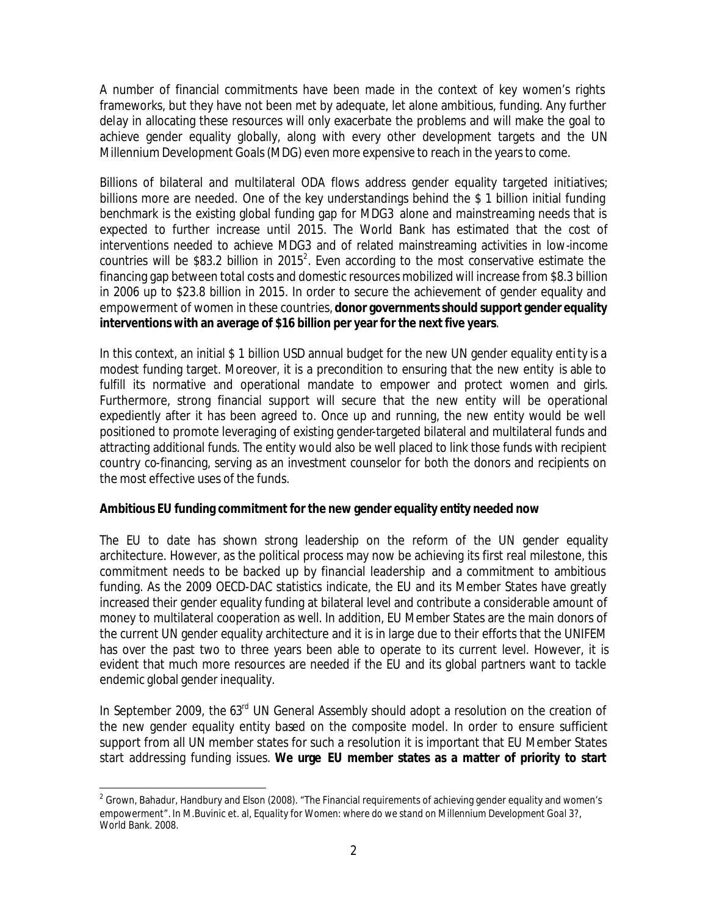A number of financial commitments have been made in the context of key women's rights frameworks, but they have not been met by adequate, let alone ambitious, funding. Any further delay in allocating these resources will only exacerbate the problems and will make the goal to achieve gender equality globally, along with every other development targets and the UN Millennium Development Goals (MDG) even more expensive to reach in the years to come.

Billions of bilateral and multilateral ODA flows address gender equality targeted initiatives; billions more are needed. One of the key understandings behind the $ 1 billion initial funding benchmark is the existing global funding gap for MDG3 alone and mainstreaming needs that is expected to further increase until 2015. The World Bank has estimated that the cost of interventions needed to achieve MDG3 and of related mainstreaming activities in low-income countries will be $83.2 billion in 2015[2]. Even according to the most conservative estimate the financing gap between total costs and domestic resources mobilized will increase from $8.3 billion in 2006 up to $23.8 billion in 2015. In order to secure the achievement of gender equality and empowerment of women in these countries, **donor governments should support gender equality interventions with an average of $16 billion per year for the next five years**.

In this context, an initial $ 1 billion USD annual budget for the new UN gender equality entity is a modest funding target. Moreover, it is a precondition to ensuring that the new entity is able to fulfill its normative and operational mandate to empower and protect women and girls. Furthermore, strong financial support will secure that the new entity will be operational expediently after it has been agreed to. Once up and running, the new entity would be well positioned to promote leveraging of existing gender-targeted bilateral and multilateral funds and attracting additional funds. The entity would also be well placed to link those funds with recipient country co-financing, serving as an investment counselor for both the donors and recipients on the most effective uses of the funds.

**Ambitious EU funding commitment for the new gender equality entity needed now**

The EU to date has shown strong leadership on the reform of the UN gender equality architecture. However, as the political process may now be achieving its first real milestone, this commitment needs to be backed up by financial leadership and a commitment to ambitious funding. As the 2009 OECD-DAC statistics indicate, the EU and its Member States have greatly increased their gender equality funding at bilateral level and contribute a considerable amount of money to multilateral cooperation as well. In addition, EU Member States are the main donors of the current UN gender equality architecture and it is in large due to their efforts that the UNIFEM has over the past two to three years been able to operate to its current level. However, it is evident that much more resources are needed if the EU and its global partners want to tackle endemic global gender inequality.

In September 2009, the 63rd UN General Assembly should adopt a resolution on the creation of the new gender equality entity based on the composite model. In order to ensure sufficient support from all UN member states for such a resolution it is important that EU Member States start addressing funding issues. **We urge EU member states as a matter of priority to start**

[2] Grown, Bahadur, Handbury and Elson (2008). "The Financial requirements of achieving gender equality and women's empowerment". In M.Buvinic et. al, *Equality for Women: where do we stand on Millennium Development Goal 3?*, World Bank. 2008.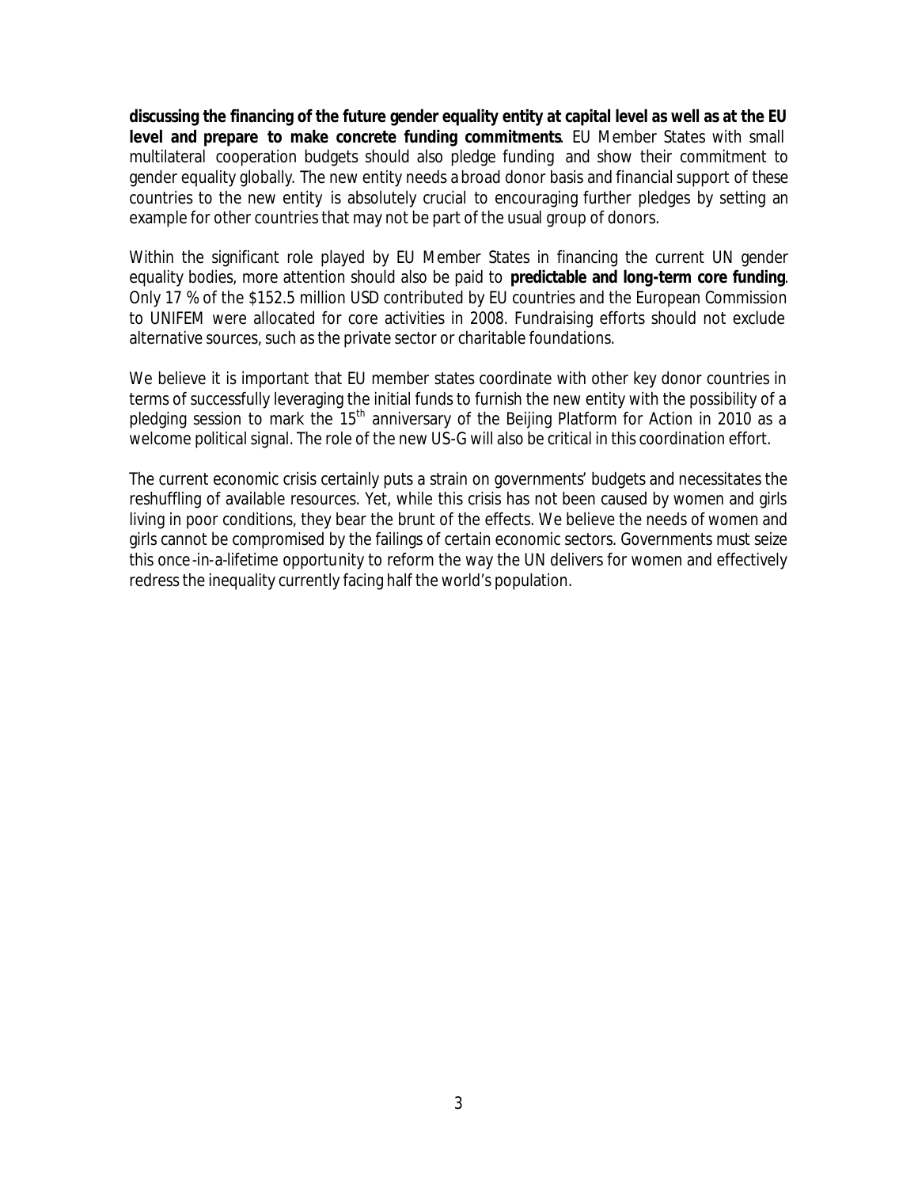**discussing the financing of the future gender equality entity at capital level as well as at the EU level and prepare to make concrete funding commitments**. EU Member States with small multilateral cooperation budgets should also pledge funding and show their commitment to gender equality globally. The new entity needs a broad donor basis and financial support of these countries to the new entity is absolutely crucial to encouraging further pledges by setting an example for other countries that may not be part of the usual group of donors.

Within the significant role played by EU Member States in financing the current UN gender equality bodies, more attention should also be paid to **predictable and long-term core funding**. Only 17 % of the $152.5 million USD contributed by EU countries and the European Commission to UNIFEM were allocated for core activities in 2008. Fundraising efforts should not exclude alternative sources, such as the private sector or charitable foundations.

We believe it is important that EU member states coordinate with other key donor countries in terms of successfully leveraging the initial funds to furnish the new entity with the possibility of a pledging session to mark the 15th anniversary of the Beijing Platform for Action in 2010 as a welcome political signal. The role of the new US-G will also be critical in this coordination effort.

The current economic crisis certainly puts a strain on governments' budgets and necessitates the reshuffling of available resources. Yet, while this crisis has not been caused by women and girls living in poor conditions, they bear the brunt of the effects. We believe the needs of women and girls cannot be compromised by the failings of certain economic sectors. Governments must seize this once-in-a-lifetime opportunity to reform the way the UN delivers for women and effectively redress the inequality currently facing half the world's population.